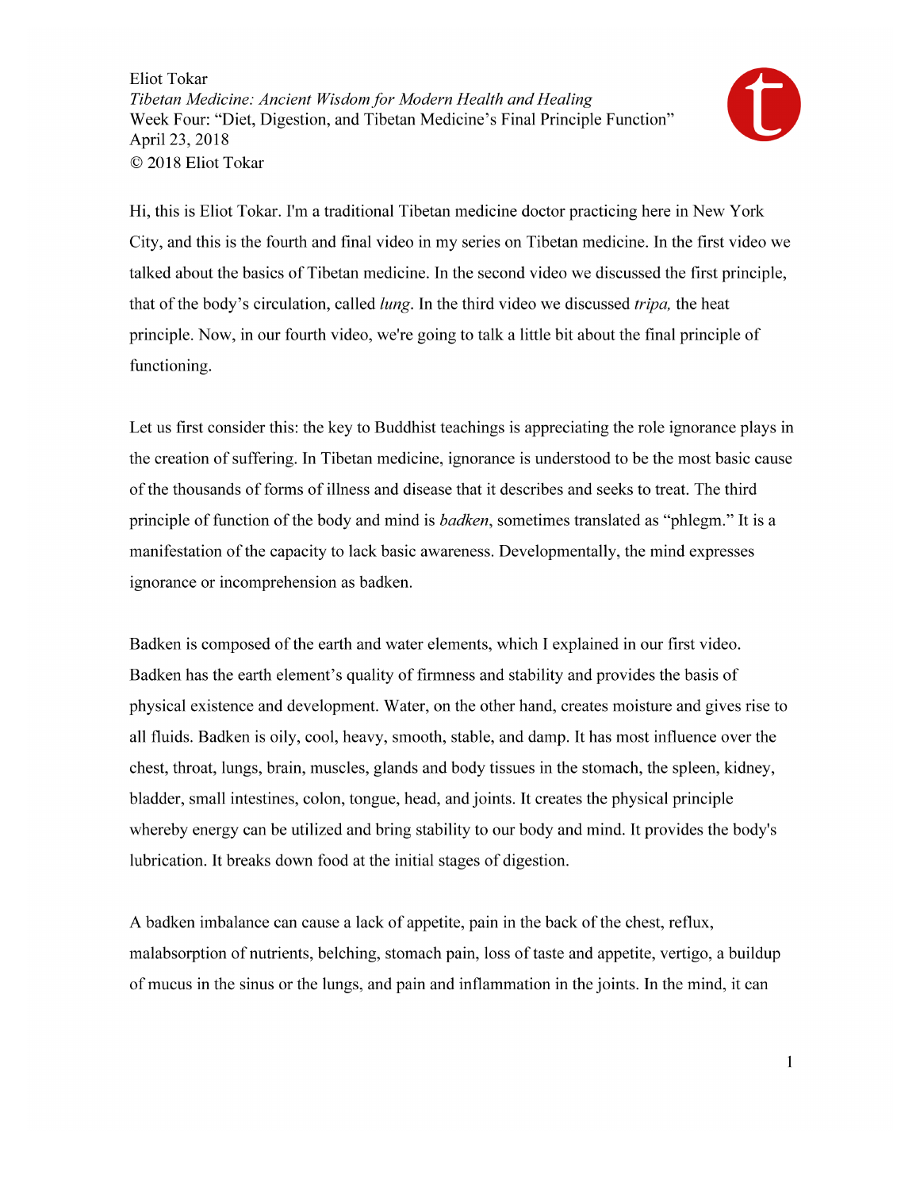Eliot Tokar
*Tibetan Medicine: Ancient Wisdom for Modern Health and Healing*
Week Four: "Diet, Digestion, and Tibetan Medicine's Final Principle Function"
April 23, 2018
© 2018 Eliot Tokar

Hi, this is Eliot Tokar. I'm a traditional Tibetan medicine doctor practicing here in New York City, and this is the fourth and final video in my series on Tibetan medicine. In the first video we talked about the basics of Tibetan medicine. In the second video we discussed the first principle, that of the body's circulation, called *lung*. In the third video we discussed *tripa,* the heat principle. Now, in our fourth video, we're going to talk a little bit about the final principle of functioning.

Let us first consider this: the key to Buddhist teachings is appreciating the role ignorance plays in the creation of suffering. In Tibetan medicine, ignorance is understood to be the most basic cause of the thousands of forms of illness and disease that it describes and seeks to treat. The third principle of function of the body and mind is *badken*, sometimes translated as "phlegm." It is a manifestation of the capacity to lack basic awareness. Developmentally, the mind expresses ignorance or incomprehension as badken.

Badken is composed of the earth and water elements, which I explained in our first video. Badken has the earth element's quality of firmness and stability and provides the basis of physical existence and development. Water, on the other hand, creates moisture and gives rise to all fluids. Badken is oily, cool, heavy, smooth, stable, and damp. It has most influence over the chest, throat, lungs, brain, muscles, glands and body tissues in the stomach, the spleen, kidney, bladder, small intestines, colon, tongue, head, and joints. It creates the physical principle whereby energy can be utilized and bring stability to our body and mind. It provides the body's lubrication. It breaks down food at the initial stages of digestion.

A badken imbalance can cause a lack of appetite, pain in the back of the chest, reflux, malabsorption of nutrients, belching, stomach pain, loss of taste and appetite, vertigo, a buildup of mucus in the sinus or the lungs, and pain and inflammation in the joints. In the mind, it can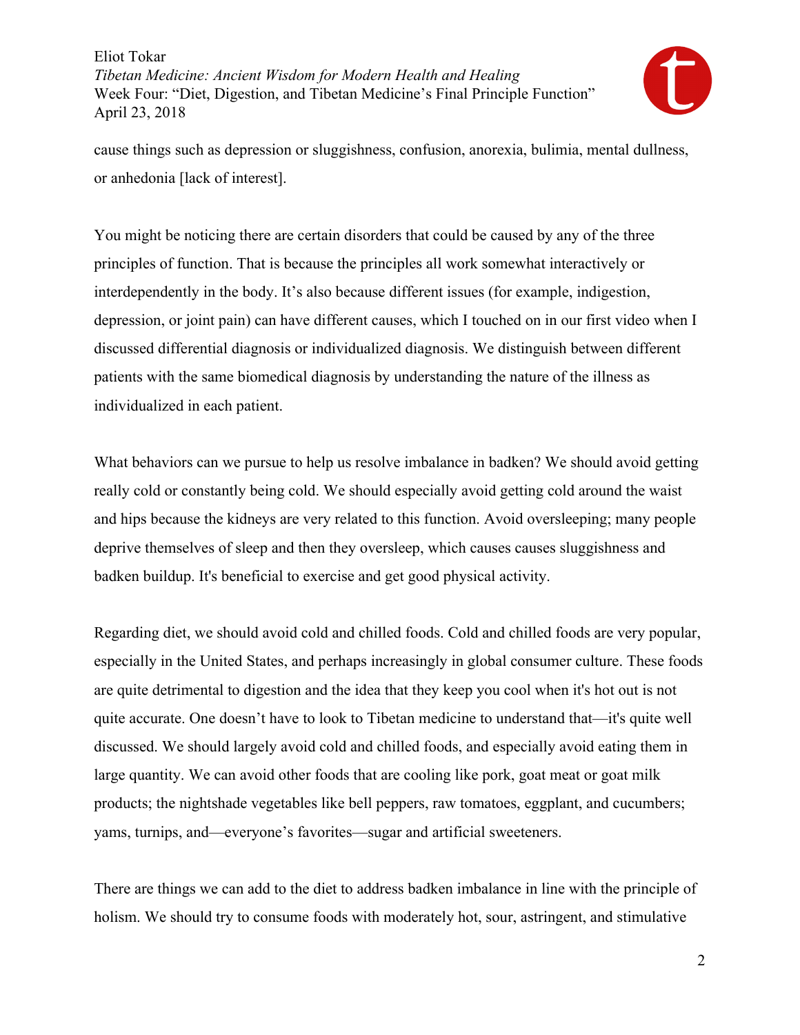cause things such as depression or sluggishness, confusion, anorexia, bulimia, mental dullness, or anhedonia [lack of interest].

You might be noticing there are certain disorders that could be caused by any of the three principles of function. That is because the principles all work somewhat interactively or interdependently in the body. It's also because different issues (for example, indigestion, depression, or joint pain) can have different causes, which I touched on in our first video when I discussed differential diagnosis or individualized diagnosis. We distinguish between different patients with the same biomedical diagnosis by understanding the nature of the illness as individualized in each patient.

What behaviors can we pursue to help us resolve imbalance in badken? We should avoid getting really cold or constantly being cold. We should especially avoid getting cold around the waist and hips because the kidneys are very related to this function. Avoid oversleeping; many people deprive themselves of sleep and then they oversleep, which causes causes sluggishness and badken buildup. It's beneficial to exercise and get good physical activity.

Regarding diet, we should avoid cold and chilled foods. Cold and chilled foods are very popular, especially in the United States, and perhaps increasingly in global consumer culture. These foods are quite detrimental to digestion and the idea that they keep you cool when it's hot out is not quite accurate. One doesn't have to look to Tibetan medicine to understand that—it's quite well discussed. We should largely avoid cold and chilled foods, and especially avoid eating them in large quantity. We can avoid other foods that are cooling like pork, goat meat or goat milk products; the nightshade vegetables like bell peppers, raw tomatoes, eggplant, and cucumbers; yams, turnips, and—everyone's favorites—sugar and artificial sweeteners.

There are things we can add to the diet to address badken imbalance in line with the principle of holism. We should try to consume foods with moderately hot, sour, astringent, and stimulative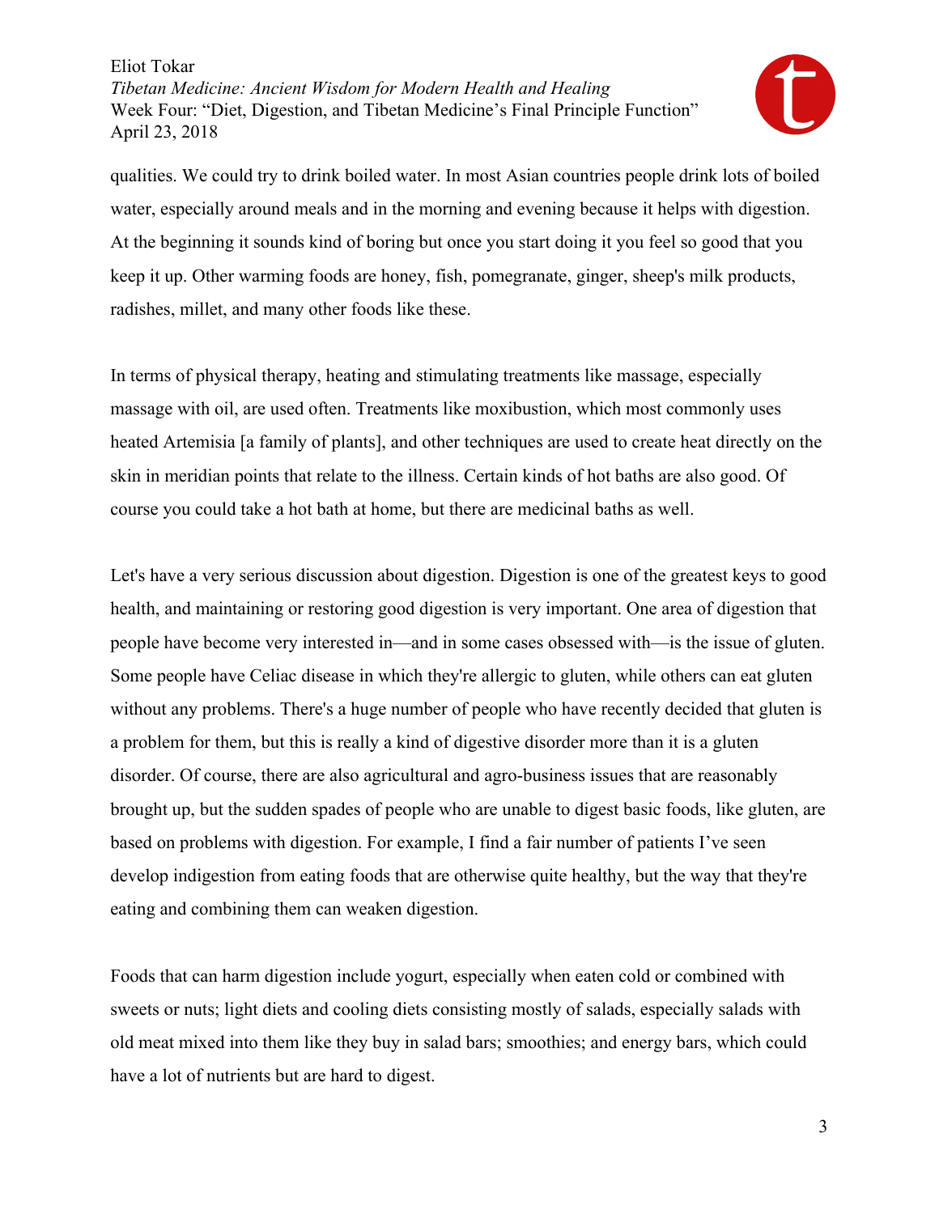qualities. We could try to drink boiled water. In most Asian countries people drink lots of boiled water, especially around meals and in the morning and evening because it helps with digestion. At the beginning it sounds kind of boring but once you start doing it you feel so good that you keep it up. Other warming foods are honey, fish, pomegranate, ginger, sheep's milk products, radishes, millet, and many other foods like these.

In terms of physical therapy, heating and stimulating treatments like massage, especially massage with oil, are used often. Treatments like moxibustion, which most commonly uses heated Artemisia [a family of plants], and other techniques are used to create heat directly on the skin in meridian points that relate to the illness. Certain kinds of hot baths are also good. Of course you could take a hot bath at home, but there are medicinal baths as well.

Let's have a very serious discussion about digestion. Digestion is one of the greatest keys to good health, and maintaining or restoring good digestion is very important. One area of digestion that people have become very interested in—and in some cases obsessed with—is the issue of gluten. Some people have Celiac disease in which they're allergic to gluten, while others can eat gluten without any problems. There's a huge number of people who have recently decided that gluten is a problem for them, but this is really a kind of digestive disorder more than it is a gluten disorder. Of course, there are also agricultural and agro-business issues that are reasonably brought up, but the sudden spades of people who are unable to digest basic foods, like gluten, are based on problems with digestion. For example, I find a fair number of patients I've seen develop indigestion from eating foods that are otherwise quite healthy, but the way that they're eating and combining them can weaken digestion.

Foods that can harm digestion include yogurt, especially when eaten cold or combined with sweets or nuts; light diets and cooling diets consisting mostly of salads, especially salads with old meat mixed into them like they buy in salad bars; smoothies; and energy bars, which could have a lot of nutrients but are hard to digest.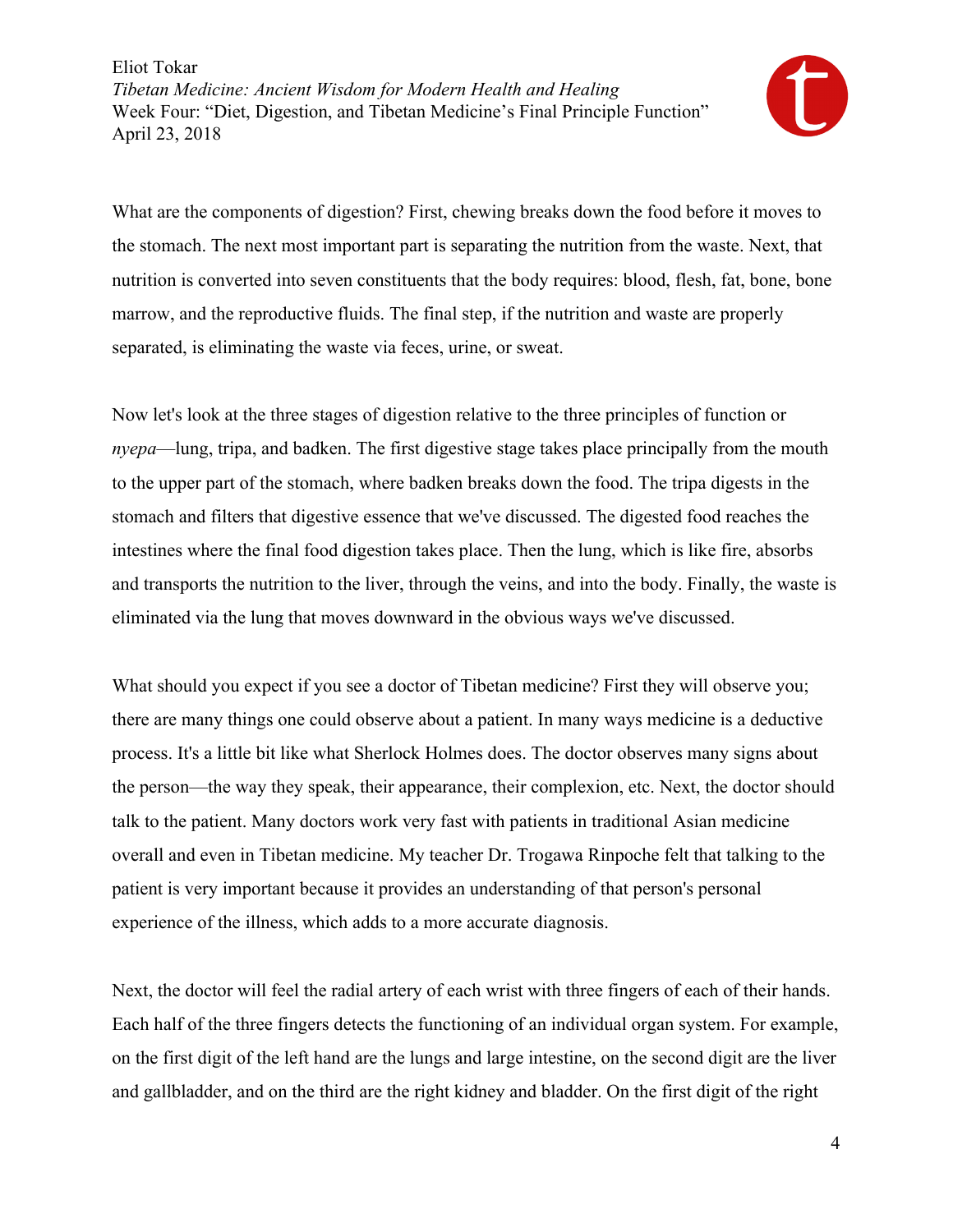What are the components of digestion? First, chewing breaks down the food before it moves to the stomach. The next most important part is separating the nutrition from the waste. Next, that nutrition is converted into seven constituents that the body requires: blood, flesh, fat, bone, bone marrow, and the reproductive fluids. The final step, if the nutrition and waste are properly separated, is eliminating the waste via feces, urine, or sweat.

Now let's look at the three stages of digestion relative to the three principles of function or *nyepa*—lung, tripa, and badken. The first digestive stage takes place principally from the mouth to the upper part of the stomach, where badken breaks down the food. The tripa digests in the stomach and filters that digestive essence that we've discussed. The digested food reaches the intestines where the final food digestion takes place. Then the lung, which is like fire, absorbs and transports the nutrition to the liver, through the veins, and into the body. Finally, the waste is eliminated via the lung that moves downward in the obvious ways we've discussed.

What should you expect if you see a doctor of Tibetan medicine? First they will observe you; there are many things one could observe about a patient. In many ways medicine is a deductive process. It's a little bit like what Sherlock Holmes does. The doctor observes many signs about the person—the way they speak, their appearance, their complexion, etc. Next, the doctor should talk to the patient. Many doctors work very fast with patients in traditional Asian medicine overall and even in Tibetan medicine. My teacher Dr. Trogawa Rinpoche felt that talking to the patient is very important because it provides an understanding of that person's personal experience of the illness, which adds to a more accurate diagnosis.

Next, the doctor will feel the radial artery of each wrist with three fingers of each of their hands. Each half of the three fingers detects the functioning of an individual organ system. For example, on the first digit of the left hand are the lungs and large intestine, on the second digit are the liver and gallbladder, and on the third are the right kidney and bladder. On the first digit of the right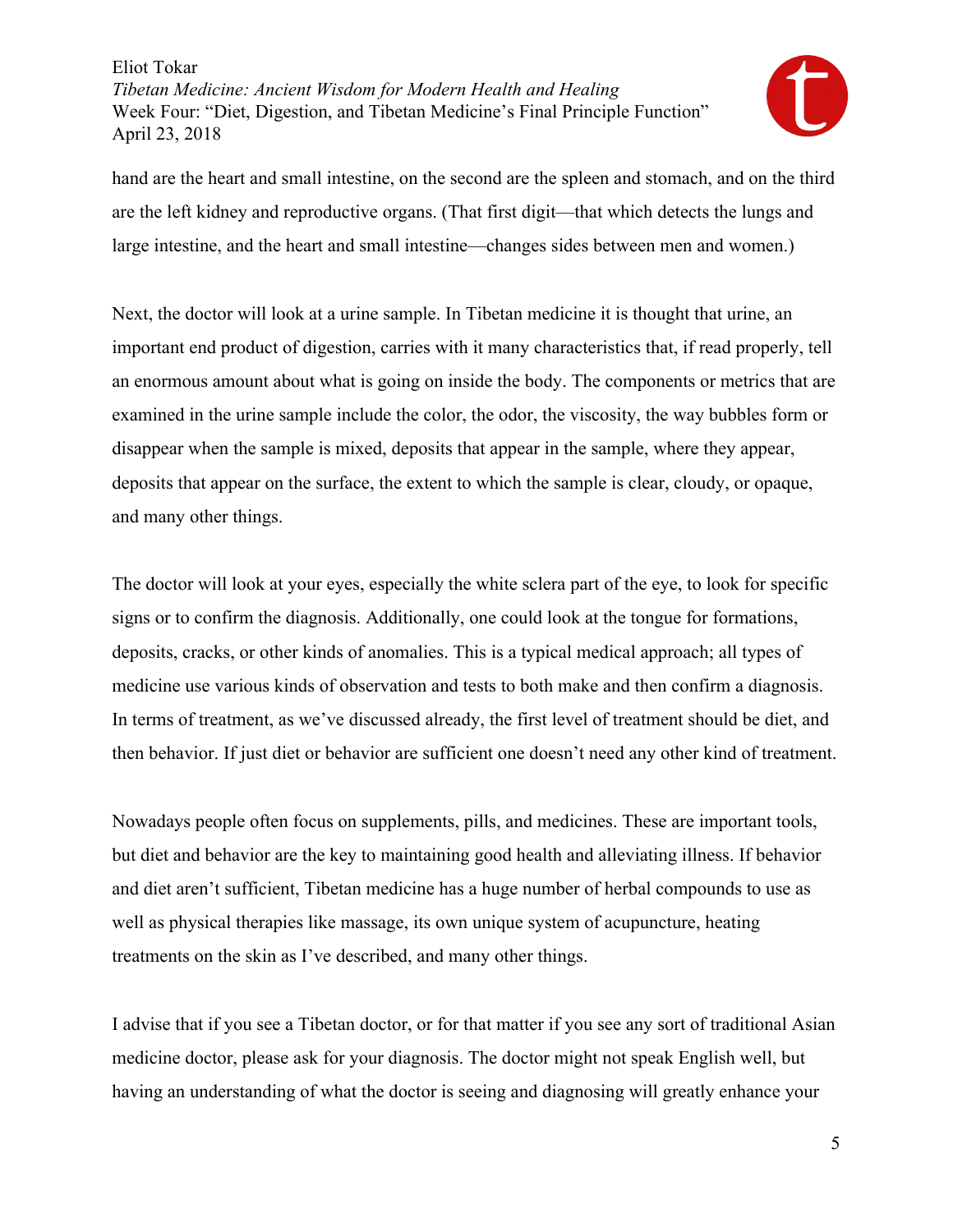hand are the heart and small intestine, on the second are the spleen and stomach, and on the third are the left kidney and reproductive organs. (That first digit—that which detects the lungs and large intestine, and the heart and small intestine—changes sides between men and women.)

Next, the doctor will look at a urine sample. In Tibetan medicine it is thought that urine, an important end product of digestion, carries with it many characteristics that, if read properly, tell an enormous amount about what is going on inside the body. The components or metrics that are examined in the urine sample include the color, the odor, the viscosity, the way bubbles form or disappear when the sample is mixed, deposits that appear in the sample, where they appear, deposits that appear on the surface, the extent to which the sample is clear, cloudy, or opaque, and many other things.

The doctor will look at your eyes, especially the white sclera part of the eye, to look for specific signs or to confirm the diagnosis. Additionally, one could look at the tongue for formations, deposits, cracks, or other kinds of anomalies. This is a typical medical approach; all types of medicine use various kinds of observation and tests to both make and then confirm a diagnosis. In terms of treatment, as we've discussed already, the first level of treatment should be diet, and then behavior. If just diet or behavior are sufficient one doesn't need any other kind of treatment.

Nowadays people often focus on supplements, pills, and medicines. These are important tools, but diet and behavior are the key to maintaining good health and alleviating illness. If behavior and diet aren't sufficient, Tibetan medicine has a huge number of herbal compounds to use as well as physical therapies like massage, its own unique system of acupuncture, heating treatments on the skin as I've described, and many other things.

I advise that if you see a Tibetan doctor, or for that matter if you see any sort of traditional Asian medicine doctor, please ask for your diagnosis. The doctor might not speak English well, but having an understanding of what the doctor is seeing and diagnosing will greatly enhance your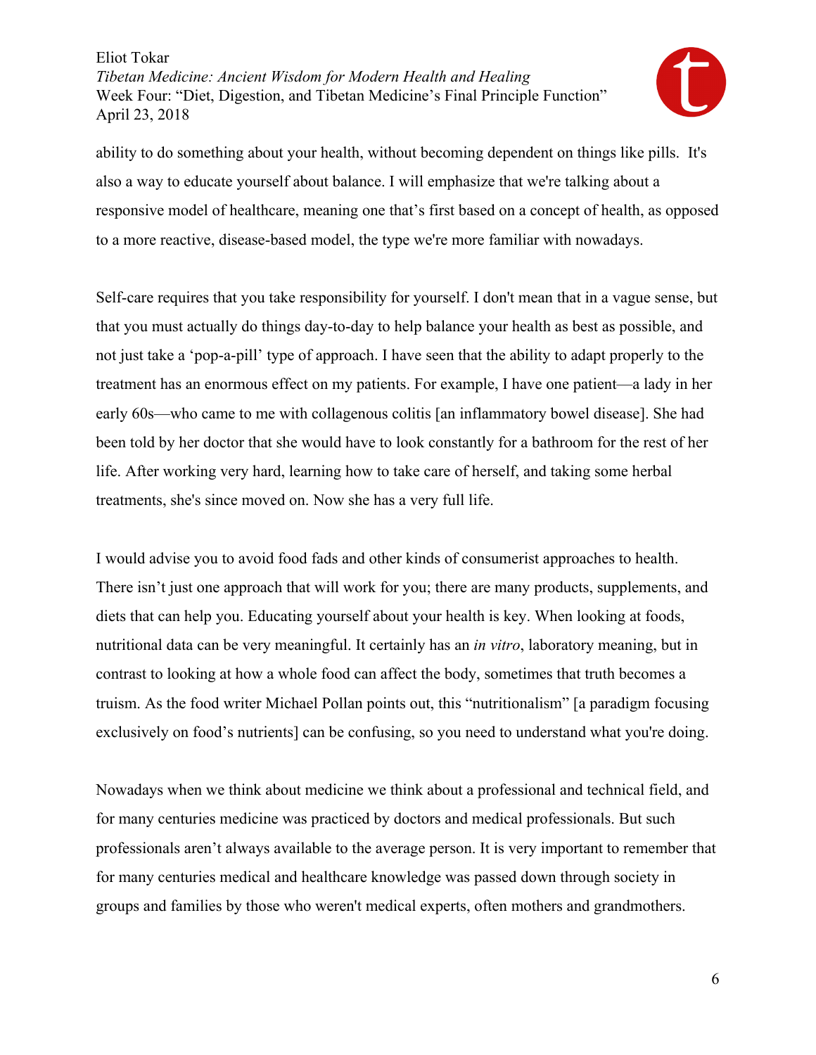ability to do something about your health, without becoming dependent on things like pills.  It's also a way to educate yourself about balance. I will emphasize that we're talking about a responsive model of healthcare, meaning one that's first based on a concept of health, as opposed to a more reactive, disease-based model, the type we're more familiar with nowadays.

Self-care requires that you take responsibility for yourself. I don't mean that in a vague sense, but that you must actually do things day-to-day to help balance your health as best as possible, and not just take a 'pop-a-pill' type of approach. I have seen that the ability to adapt properly to the treatment has an enormous effect on my patients. For example, I have one patient—a lady in her early 60s—who came to me with collagenous colitis [an inflammatory bowel disease]. She had been told by her doctor that she would have to look constantly for a bathroom for the rest of her life. After working very hard, learning how to take care of herself, and taking some herbal treatments, she's since moved on. Now she has a very full life.

I would advise you to avoid food fads and other kinds of consumerist approaches to health. There isn't just one approach that will work for you; there are many products, supplements, and diets that can help you. Educating yourself about your health is key. When looking at foods, nutritional data can be very meaningful. It certainly has an *in vitro*, laboratory meaning, but in contrast to looking at how a whole food can affect the body, sometimes that truth becomes a truism. As the food writer Michael Pollan points out, this "nutritionalism" [a paradigm focusing exclusively on food's nutrients] can be confusing, so you need to understand what you're doing.

Nowadays when we think about medicine we think about a professional and technical field, and for many centuries medicine was practiced by doctors and medical professionals. But such professionals aren't always available to the average person. It is very important to remember that for many centuries medical and healthcare knowledge was passed down through society in groups and families by those who weren't medical experts, often mothers and grandmothers.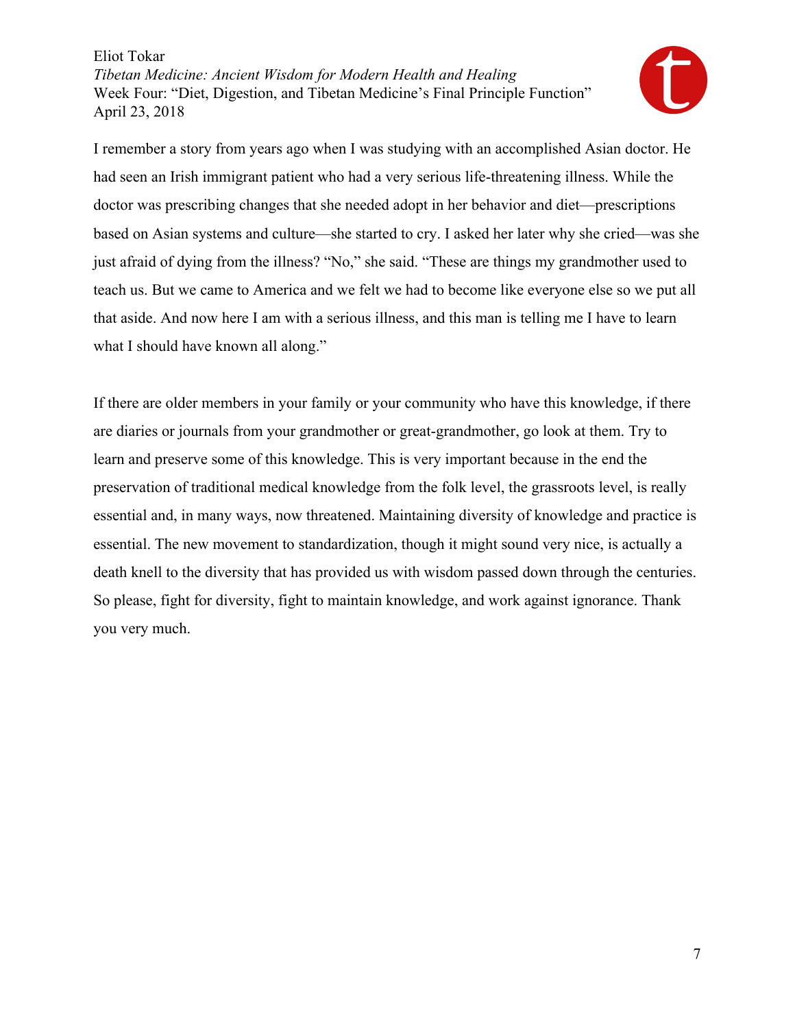I remember a story from years ago when I was studying with an accomplished Asian doctor. He had seen an Irish immigrant patient who had a very serious life-threatening illness. While the doctor was prescribing changes that she needed adopt in her behavior and diet—prescriptions based on Asian systems and culture—she started to cry. I asked her later why she cried—was she just afraid of dying from the illness? "No," she said. "These are things my grandmother used to teach us. But we came to America and we felt we had to become like everyone else so we put all that aside. And now here I am with a serious illness, and this man is telling me I have to learn what I should have known all along."

If there are older members in your family or your community who have this knowledge, if there are diaries or journals from your grandmother or great-grandmother, go look at them. Try to learn and preserve some of this knowledge. This is very important because in the end the preservation of traditional medical knowledge from the folk level, the grassroots level, is really essential and, in many ways, now threatened. Maintaining diversity of knowledge and practice is essential. The new movement to standardization, though it might sound very nice, is actually a death knell to the diversity that has provided us with wisdom passed down through the centuries. So please, fight for diversity, fight to maintain knowledge, and work against ignorance. Thank you very much.